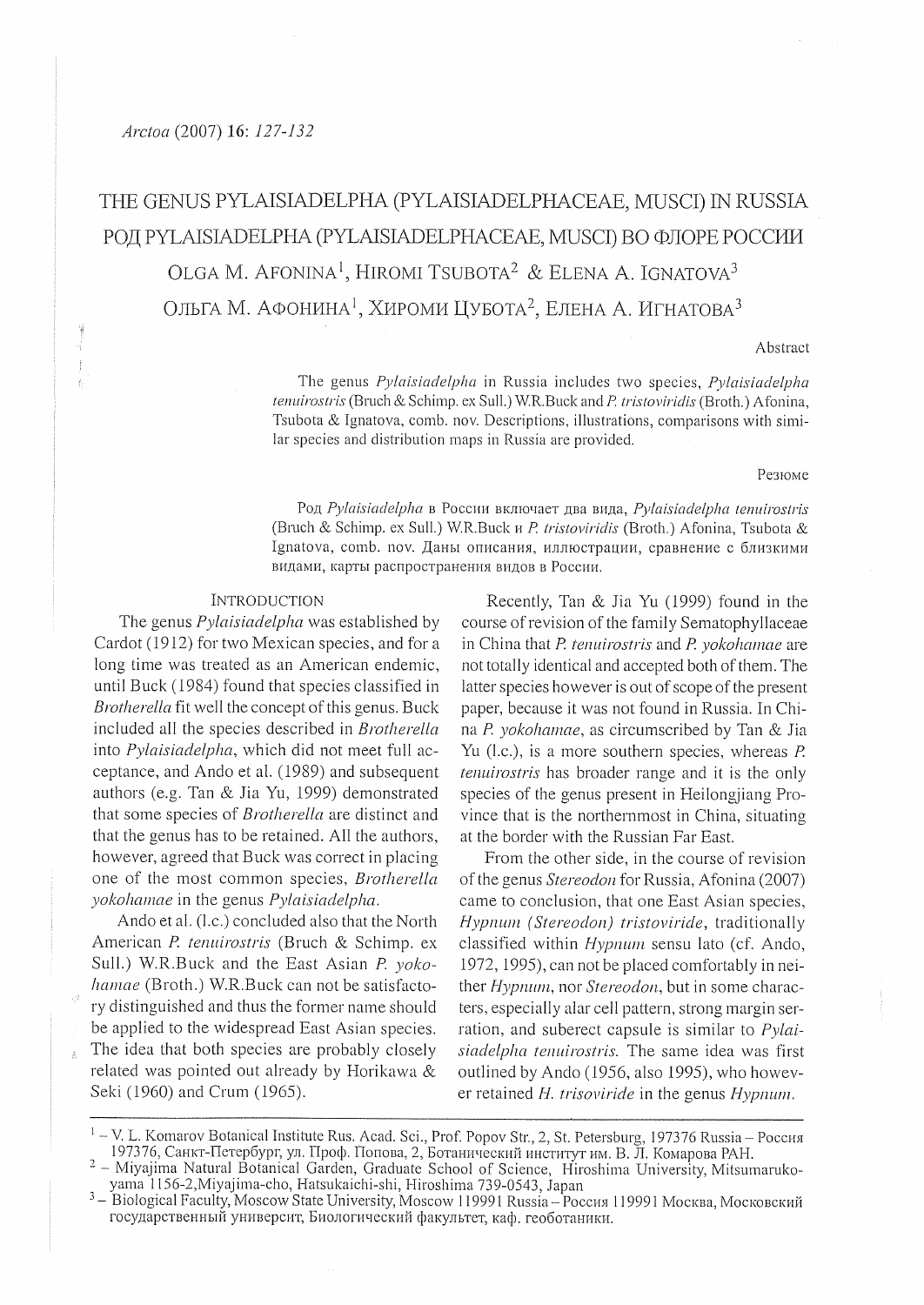# THE GENUS PYLAISIADELPHA (PYLAISIADELPHACEAE, MUSCI) IN RUSSIA

# РОД PYLAISIADELPHA (PYLAISIADELPHACEAE, MUSCI) ВО ФЛОРЕ РОССИИ

OLGA M. AFONINA[1], HIROMI TSUBOTA[2] & ELENA A. IGNATOVA[3]

ОЛЬГА М. АФОНИНА[1], ХИРОМИ ЦУБОТА[2], ЕЛЕНА А. ИГНАТОВА[3]

Abstract

The genus *Pylaisiadelpha* in Russia includes two species, *Pylaisiadelpha tenuirostris* (Bruch & Schimp. ex Sull.) W.R.Buck and *P. tristoviridis* (Broth.) Afonina, Tsubota & Ignatova, comb. nov. Descriptions, illustrations, comparisons with similar species and distribution maps in Russia are provided.

Резюме

Род *Pylaisiadelpha* в России включает два вида, *Pylaisiadelpha tenuirostris* (Bruch & Schimp. ex Sull.) W.R.Buck и *P. tristoviridis* (Broth.) Afonina, Tsubota & Ignatova, comb. nov. Даны описания, иллюстрации, сравнение с близкими видами, карты распространения видов в России.

## INTRODUCTION

The genus *Pylaisiadelpha* was established by Cardot (1912) for two Mexican species, and for a long time was treated as an American endemic, until Buck (1984) found that species classified in *Brotherella* fit well the concept of this genus. Buck included all the species described in *Brotherella* into *Pylaisiadelpha*, which did not meet full acceptance, and Ando et al. (1989) and subsequent authors (e.g. Tan & Jia Yu, 1999) demonstrated that some species of *Brotherella* are distinct and that the genus has to be retained. All the authors, however, agreed that Buck was correct in placing one of the most common species, *Brotherella yokohamae* in the genus *Pylaisiadelpha*.

Ando et al. (l.c.) concluded also that the North American *P. tenuirostris* (Bruch & Schimp. ex Sull.) W.R.Buck and the East Asian *P. yokohamae* (Broth.) W.R.Buck can not be satisfactory distinguished and thus the former name should be applied to the widespread East Asian species. The idea that both species are probably closely related was pointed out already by Horikawa & Seki (1960) and Crum (1965).

Recently, Tan & Jia Yu (1999) found in the course of revision of the family Sematophyllaceae in China that *P. tenuirostris* and *P. yokohamae* are not totally identical and accepted both of them. The latter species however is out of scope of the present paper, because it was not found in Russia. In China *P. yokohamae*, as circumscribed by Tan & Jia Yu (l.c.), is a more southern species, whereas *P. tenuirostris* has broader range and it is the only species of the genus present in Heilongjiang Province that is the northernmost in China, situating at the border with the Russian Far East.

From the other side, in the course of revision of the genus *Stereodon* for Russia, Afonina (2007) came to conclusion, that one East Asian species, *Hypnum (Stereodon) tristoviride*, traditionally classified within *Hypnum* sensu lato (cf. Ando, 1972, 1995), can not be placed comfortably in neither *Hypnum*, nor *Stereodon*, but in some characters, especially alar cell pattern, strong margin serration, and suberect capsule is similar to *Pylaisiadelpha tenuirostris*. The same idea was first outlined by Ando (1956, also 1995), who however retained *H. trisoviride* in the genus *Hypnum*.

---

[1] – V. L. Komarov Botanical Institute Rus. Acad. Sci., Prof. Popov Str., 2, St. Petersburg, 197376 Russia – Россия 197376, Санкт-Петербург, ул. Проф. Попова, 2, Ботанический институт им. В. Л. Комарова РАН.

[2] – Miyajima Natural Botanical Garden, Graduate School of Science, Hiroshima University, Mitsumaruko-yama 1156-2,Miyajima-cho, Hatsukaichi-shi, Hiroshima 739-0543, Japan

[3] – Biological Faculty, Moscow State University, Moscow 119991 Russia – Россия 119991 Москва, Московский государственный университет, Биологический факультет, каф. геоботаники.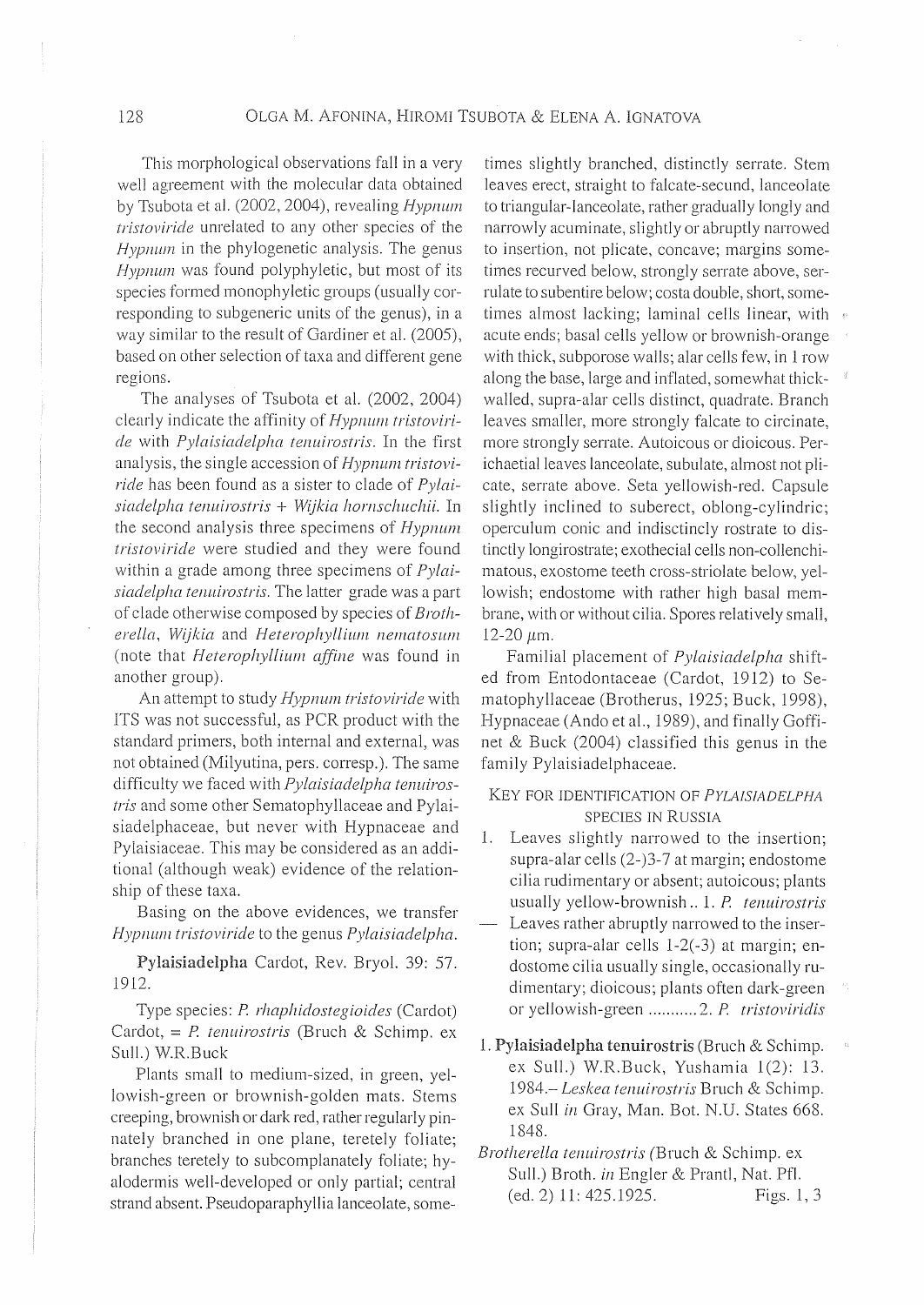This morphological observations fall in a very well agreement with the molecular data obtained by Tsubota et al. (2002, 2004), revealing *Hypnum tristoviride* unrelated to any other species of the *Hypnum* in the phylogenetic analysis. The genus *Hypnum* was found polyphyletic, but most of its species formed monophyletic groups (usually corresponding to subgeneric units of the genus), in a way similar to the result of Gardiner et al. (2005), based on other selection of taxa and different gene regions.

The analyses of Tsubota et al. (2002, 2004) clearly indicate the affinity of *Hypnum tristoviride* with *Pylaisiadelpha tenuirostris*. In the first analysis, the single accession of *Hypnum tristoviride* has been found as a sister to clade of *Pylaisiadelpha tenuirostris* + *Wijkia hornschuchii*. In the second analysis three specimens of *Hypnum tristoviride* were studied and they were found within a grade among three specimens of *Pylaisiadelpha tenuirostris*. The latter grade was a part of clade otherwise composed by species of *Brotherella*, *Wijkia* and *Heterophyllium nematosum* (note that *Heterophyllium affine* was found in another group).

An attempt to study *Hypnum tristoviride* with ITS was not successful, as PCR product with the standard primers, both internal and external, was not obtained (Milyutina, pers. corresp.). The same difficulty we faced with *Pylaisiadelpha tenuirostris* and some other Sematophyllaceae and Pylaisiadelphaceae, but never with Hypnaceae and Pylaisiaceae. This may be considered as an additional (although weak) evidence of the relationship of these taxa.

Basing on the above evidences, we transfer *Hypnum tristoviride* to the genus *Pylaisiadelpha*.

**Pylaisiadelpha** Cardot, Rev. Bryol. 39: 57. 1912.

Type species: *P. rhaphidostegioides* (Cardot) Cardot, = *P. tenuirostris* (Bruch & Schimp. ex Sull.) W.R.Buck

Plants small to medium-sized, in green, yellowish-green or brownish-golden mats. Stems creeping, brownish or dark red, rather regularly pinnately branched in one plane, teretely foliate; branches teretely to subcomplanately foliate; hyalodermis well-developed or only partial; central strand absent. Pseudoparaphyllia lanceolate, sometimes slightly branched, distinctly serrate. Stem leaves erect, straight to falcate-secund, lanceolate to triangular-lanceolate, rather gradually longly and narrowly acuminate, slightly or abruptly narrowed to insertion, not plicate, concave; margins sometimes recurved below, strongly serrate above, serrulate to subentire below; costa double, short, sometimes almost lacking; laminal cells linear, with acute ends; basal cells yellow or brownish-orange with thick, subporose walls; alar cells few, in 1 row along the base, large and inflated, somewhat thick-walled, supra-alar cells distinct, quadrate. Branch leaves smaller, more strongly falcate to circinate, more strongly serrate. Autoicous or dioicous. Perichaetial leaves lanceolate, subulate, almost not plicate, serrate above. Seta yellowish-red. Capsule slightly inclined to suberect, oblong-cylindric; operculum conic and indisctincly rostrate to distinctly longirostrate; exothecial cells non-collenchimatous, exostome teeth cross-striolate below, yellowish; endostome with rather high basal membrane, with or without cilia. Spores relatively small, 12-20 μm.

Familial placement of *Pylaisiadelpha* shifted from Entodontaceae (Cardot, 1912) to Sematophyllaceae (Brotherus, 1925; Buck, 1998), Hypnaceae (Ando et al., 1989), and finally Goffinet & Buck (2004) classified this genus in the family Pylaisiadelphaceae.

### KEY FOR IDENTIFICATION OF *PYLAISIADELPHA* SPECIES IN RUSSIA

1. Leaves slightly narrowed to the insertion; supra-alar cells (2-)3-7 at margin; endostome cilia rudimentary or absent; autoicous; plants usually yellow-brownish .. 1. *P. tenuirostris*
— Leaves rather abruptly narrowed to the insertion; supra-alar cells 1-2(-3) at margin; endostome cilia usually single, occasionally rudimentary; dioicous; plants often dark-green or yellowish-green ........... 2. *P. tristoviridis*

1. **Pylaisiadelpha tenuirostris** (Bruch & Schimp. ex Sull.) W.R.Buck, Yushamia 1(2): 13. 1984.– *Leskea tenuirostris* Bruch & Schimp. ex Sull *in* Gray, Man. Bot. N.U. States 668. 1848.

*Brotherella tenuirostris* (Bruch & Schimp. ex Sull.) Broth. *in* Engler & Prantl, Nat. Pfl. (ed. 2) 11: 425.1925. Figs. 1, 3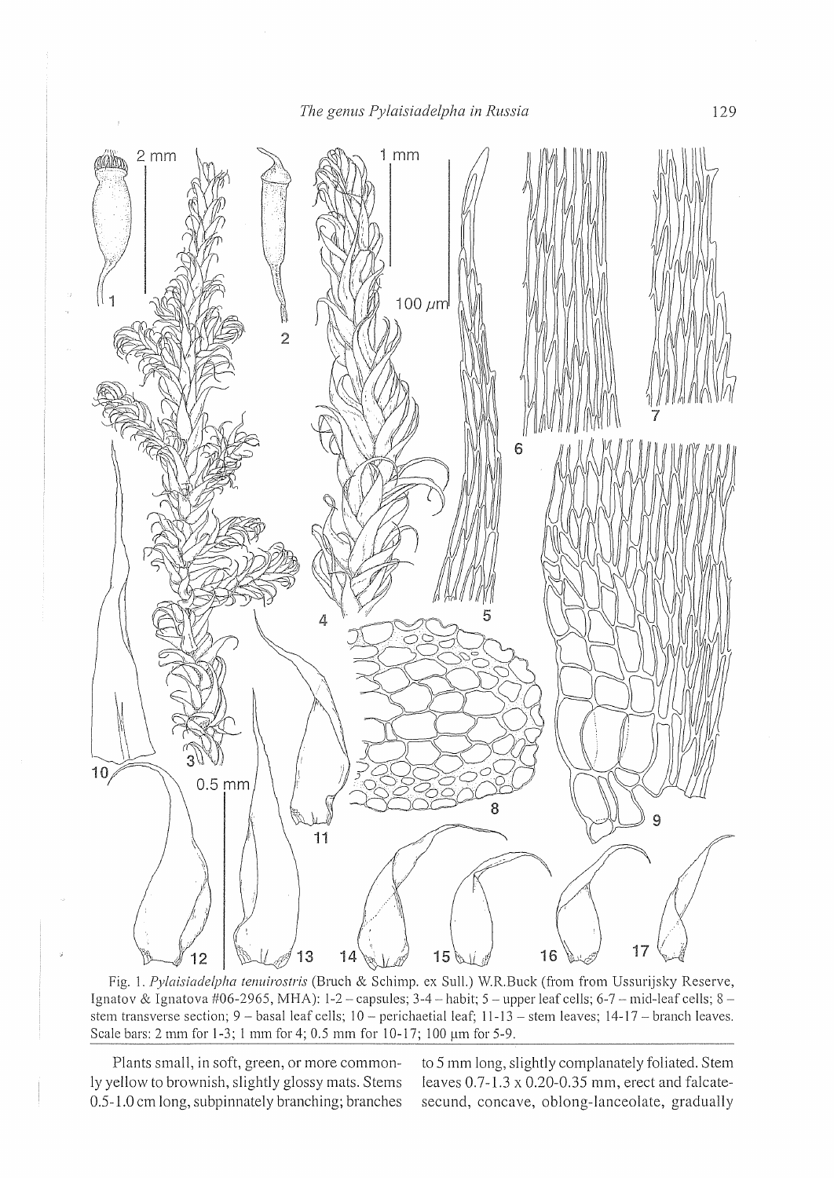Fig. 1. *Pylaisiadelpha tenuirostris* (Bruch & Schimp. ex Sull.) W.R.Buck (from from Ussurijsky Reserve, Ignatov & Ignatova #06-2965, MHA): 1-2 – capsules; 3-4 – habit; 5 – upper leaf cells; 6-7 – mid-leaf cells; 8 – stem transverse section; 9 – basal leaf cells; 10 – perichaetial leaf; 11-13 – stem leaves; 14-17 – branch leaves. Scale bars: 2 mm for 1-3; 1 mm for 4; 0.5 mm for 10-17; 100 μm for 5-9.

Plants small, in soft, green, or more commonly yellow to brownish, slightly glossy mats. Stems 0.5-1.0 cm long, subpinnately branching; branches to 5 mm long, slightly complanately foliated. Stem leaves 0.7-1.3 x 0.20-0.35 mm, erect and falcate-secund, concave, oblong-lanceolate, gradually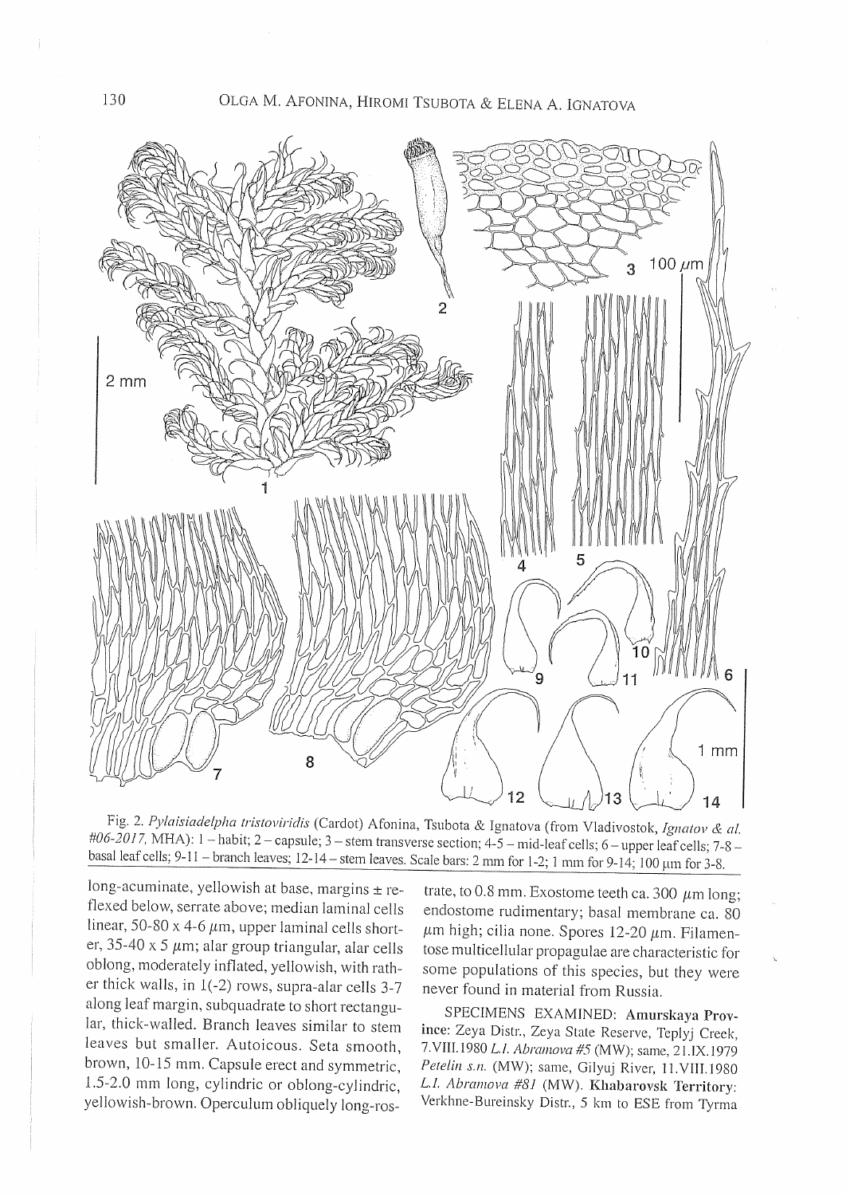Fig. 2. *Pylaisiadelpha tristoviridis* (Cardot) Afonina, Tsubota & Ignatova (from Vladivostok, *Ignatov & al. #06-2017*, MHA): 1 – habit; 2 – capsule; 3 – stem transverse section; 4-5 – mid-leaf cells; 6 – upper leaf cells; 7-8 – basal leaf cells; 9-11 – branch leaves; 12-14 – stem leaves. Scale bars: 2 mm for 1-2; 1 mm for 9-14; 100 μm for 3-8.

long-acuminate, yellowish at base, margins ± reflexed below, serrate above; median laminal cells linear, 50-80 x 4-6 μm, upper laminal cells shorter, 35-40 x 5 μm; alar group triangular, alar cells oblong, moderately inflated, yellowish, with rather thick walls, in 1(-2) rows, supra-alar cells 3-7 along leaf margin, subquadrate to short rectangular, thick-walled. Branch leaves similar to stem leaves but smaller. Autoicous. Seta smooth, brown, 10-15 mm. Capsule erect and symmetric, 1.5-2.0 mm long, cylindric or oblong-cylindric, yellowish-brown. Operculum obliquely long-rostrate, to 0.8 mm. Exostome teeth ca. 300 μm long; endostome rudimentary; basal membrane ca. 80 μm high; cilia none. Spores 12-20 μm. Filamentose multicellular propagulae are characteristic for some populations of this species, but they were never found in material from Russia.

SPECIMENS EXAMINED: **Amurskaya Province**: Zeya Distr., Zeya State Reserve, Teplyj Creek, 7.VIII.1980 *L.I. Abramova #5* (MW); same, 21.IX.1979 *Petelin s.n.* (MW); same, Gilyuj River, 11.VIII.1980 *L.I. Abramova #81* (MW). **Khabarovsk Territory**: Verkhne-Bureinsky Distr., 5 km to ESE from Tyrma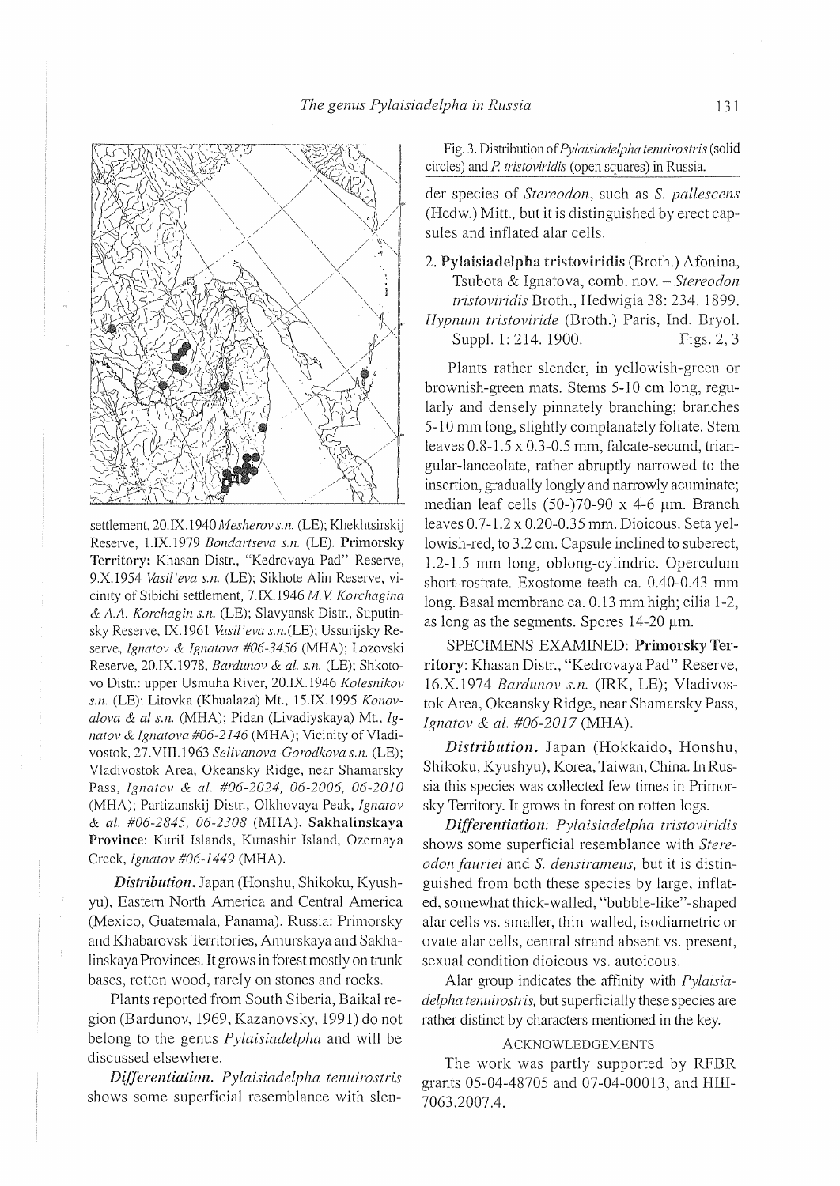Fig. 3. Distribution of *Pylaisiadelpha tenuirostris* (solid circles) and *P. tristoviridis* (open squares) in Russia.

settlement, 20.IX.1940 *Mesherov s.n.* (LE); Khekhtsirskij Reserve, 1.IX.1979 *Bondartseva s.n.* (LE). **Primorsky Territory:** Khasan Distr., "Kedrovaya Pad" Reserve, 9.X.1954 *Vasil'eva s.n.* (LE); Sikhote Alin Reserve, vicinity of Sibichi settlement, 7.IX.1946 *M.V. Korchagina & A.A. Korchagin s.n.* (LE); Slavyansk Distr., Suputinsky Reserve, IX.1961 *Vasil'eva s.n.*(LE); Ussurijsky Reserve, *Ignatov & Ignatova #06-3456* (MHA); Lozovski Reserve, 20.IX.1978, *Bardunov & al. s.n.* (LE); Shkotovo Distr.: upper Usmuha River, 20.IX.1946 *Kolesnikov s.n.* (LE); Litovka (Khualaza) Mt., 15.IX.1995 *Konovalova & al s.n.* (MHA); Pidan (Livadiyskaya) Mt., *Ignatov & Ignatova #06-2146* (MHA); Vicinity of Vladivostok, 27.VIII.1963 *Selivanova-Gorodkova s.n.* (LE); Vladivostok Area, Okeansky Ridge, near Shamarsky Pass, *Ignatov & al. #06-2024, 06-2006, 06-2010* (MHA); Partizanskij Distr., Olkhovaya Peak, *Ignatov & al. #06-2845, 06-2308* (MHA). **Sakhalinskaya Province**: Kuril Islands, Kunashir Island, Ozernaya Creek, *Ignatov #06-1449* (MHA).

***Distribution.*** Japan (Honshu, Shikoku, Kyushyu), Eastern North America and Central America (Mexico, Guatemala, Panama). Russia: Primorsky and Khabarovsk Territories, Amurskaya and Sakhalinskaya Provinces. It grows in forest mostly on trunk bases, rotten wood, rarely on stones and rocks.

Plants reported from South Siberia, Baikal region (Bardunov, 1969, Kazanovsky, 1991) do not belong to the genus *Pylaisiadelpha* and will be discussed elsewhere.

***Differentiation.*** *Pylaisiadelpha tenuirostris* shows some superficial resemblance with slender species of *Stereodon*, such as *S. pallescens* (Hedw.) Mitt., but it is distinguished by erect capsules and inflated alar cells.

2. **Pylaisiadelpha tristoviridis** (Broth.) Afonina, Tsubota & Ignatova, comb. nov. – *Stereodon tristoviridis* Broth., Hedwigia 38: 234. 1899. *Hypnum tristoviride* (Broth.) Paris, Ind. Bryol. Suppl. 1: 214. 1900. Figs. 2, 3

Plants rather slender, in yellowish-green or brownish-green mats. Stems 5-10 cm long, regularly and densely pinnately branching; branches 5-10 mm long, slightly complanately foliate. Stem leaves 0.8-1.5 x 0.3-0.5 mm, falcate-secund, triangular-lanceolate, rather abruptly narrowed to the insertion, gradually longly and narrowly acuminate; median leaf cells (50-)70-90 x 4-6 μm. Branch leaves 0.7-1.2 x 0.20-0.35 mm. Dioicous. Seta yellowish-red, to 3.2 cm. Capsule inclined to suberect, 1.2-1.5 mm long, oblong-cylindric. Operculum short-rostrate. Exostome teeth ca. 0.40-0.43 mm long. Basal membrane ca. 0.13 mm high; cilia 1-2, as long as the segments. Spores 14-20 μm.

SPECIMENS EXAMINED: **Primorsky Territory**: Khasan Distr., "Kedrovaya Pad" Reserve, 16.X.1974 *Bardunov s.n.* (IRK, LE); Vladivostok Area, Okeansky Ridge, near Shamarsky Pass, *Ignatov & al. #06-2017* (MHA).

***Distribution.*** Japan (Hokkaido, Honshu, Shikoku, Kyushyu), Korea, Taiwan, China. In Russia this species was collected few times in Primorsky Territory. It grows in forest on rotten logs.

***Differentiation.*** *Pylaisiadelpha tristoviridis* shows some superficial resemblance with *Stereodon fauriei* and *S. densirameus*, but it is distinguished from both these species by large, inflated, somewhat thick-walled, "bubble-like"-shaped alar cells vs. smaller, thin-walled, isodiametric or ovate alar cells, central strand absent vs. present, sexual condition dioicous vs. autoicous.

Alar group indicates the affinity with *Pylaisiadelpha tenuirostris*, but superficially these species are rather distinct by characters mentioned in the key.

## ACKNOWLEDGEMENTS

The work was partly supported by RFBR grants 05-04-48705 and 07-04-00013, and НШ-7063.2007.4.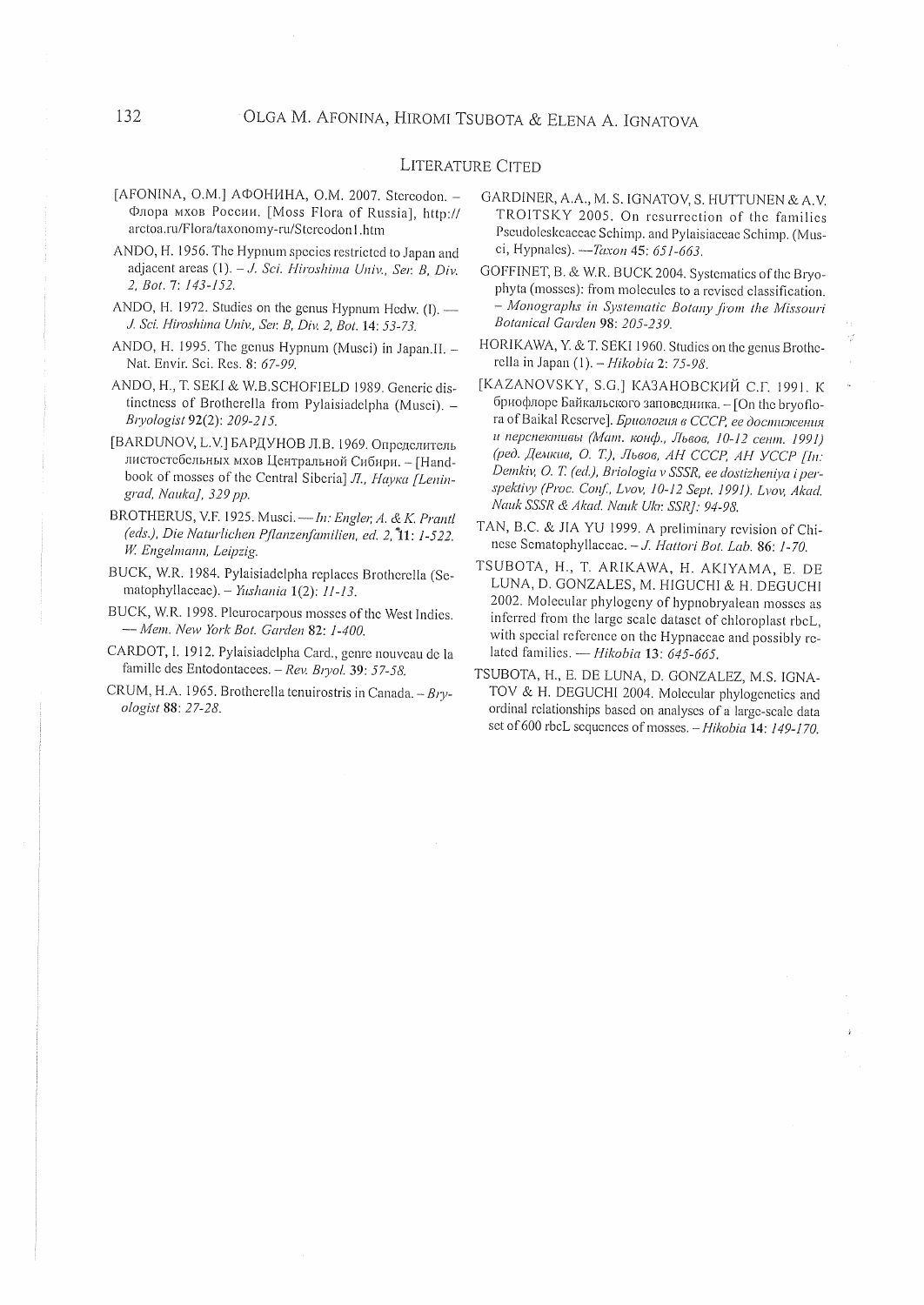## LITERATURE CITED

[AFONINA, O.M.] АФОНИНА, О.М. 2007. Stereodon. – Флора мхов России. [Moss Flora of Russia], http://arctoa.ru/Flora/taxonomy-ru/Stereodon1.htm

ANDO, H. 1956. The Hypnum species restricted to Japan and adjacent areas (1). – *J. Sci. Hiroshima Univ., Ser. B, Div. 2, Bot.* 7: *143-152.*

ANDO, H. 1972. Studies on the genus Hypnum Hedw. (I). — *J. Sci. Hiroshima Univ., Ser. B, Div. 2, Bot.* 14: *53-73.*

ANDO, H. 1995. The genus Hypnum (Musci) in Japan.II. – Nat. Envir. Sci. Res. 8: *67-99.*

ANDO, H., T. SEKI & W.B.SCHOFIELD 1989. Generic distinctness of Brotherella from Pylaisiadelpha (Musci). – *Bryologist* 92(2): *209-215.*

[BARDUNOV, L.V.] БАРДУНОВ Л.В. 1969. Определитель листостебельных мхов Центральной Сибири. – [Handbook of mosses of the Central Siberia] *Л., Наука [Leningrad, Nauka], 329 pp.*

BROTHERUS, V.F. 1925. Musci. — *In: Engler, A. & K. Prantl (eds.), Die Naturlichen Pflanzenfamilien, ed. 2,* 11: *1-522. W. Engelmann, Leipzig.*

BUCK, W.R. 1984. Pylaisiadelpha replaces Brotherella (Sematophyllaceae). – *Yushania* 1(2): *11-13.*

BUCK, W.R. 1998. Pleurocarpous mosses of the West Indies. — *Mem. New York Bot. Garden* 82: *1-400.*

CARDOT, I. 1912. Pylaisiadelpha Card., genre nouveau de la famille des Entodontacees. – *Rev. Bryol.* 39: *57-58.*

CRUM, H.A. 1965. Brotherella tenuirostris in Canada. – *Bryologist* 88: *27-28.*

GARDINER, A.A., M. S. IGNATOV, S. HUTTUNEN & A.V. TROITSKY 2005. On resurrection of the families Pseudoleskeaceae Schimp. and Pylaisiaceae Schimp. (Musci, Hypnales). —*Taxon* 45: *651-663.*

GOFFINET, B. & W.R. BUCK 2004. Systematics of the Bryophyta (mosses): from molecules to a revised classification. – *Monographs in Systematic Botany from the Missouri Botanical Garden* 98: *205-239.*

HORIKAWA, Y. & T. SEKI 1960. Studies on the genus Brotherella in Japan (1). – *Hikobia* 2: *75-98.*

[KAZANOVSKY, S.G.] КАЗАНОВСКИЙ С.Г. 1991. К бриофлоре Байкальского заповедника. – [On the bryoflora of Baikal Reserve]. *Бриология в СССР, ее достижения и перспективы (Мат. конф., Львов, 10-12 сент. 1991) (ред. Демкив, О. Т.), Львов, АН СССР, АН УССР [In: Demkiv, O. T. (ed.), Briologia v SSSR, ee dostizheniya i perspektivy (Proc. Conf., Lvov, 10-12 Sept. 1991). Lvov, Akad. Nauk SSSR & Akad. Nauk Ukr. SSR]: 94-98.*

TAN, B.C. & JIA YU 1999. A preliminary revision of Chinese Sematophyllaceae. – *J. Hattori Bot. Lab.* 86: *1-70.*

TSUBOTA, H., T. ARIKAWA, H. AKIYAMA, E. DE LUNA, D. GONZALES, M. HIGUCHI & H. DEGUCHI 2002. Molecular phylogeny of hypnobryalean mosses as inferred from the large scale dataset of chloroplast rbcL, with special reference on the Hypnaceae and possibly related families. — *Hikobia* 13: *645-665.*

TSUBOTA, H., E. DE LUNA, D. GONZALEZ, M.S. IGNATOV & H. DEGUCHI 2004. Molecular phylogenetics and ordinal relationships based on analyses of a large-scale data set of 600 rbcL sequences of mosses. – *Hikobia* 14: *149-170.*